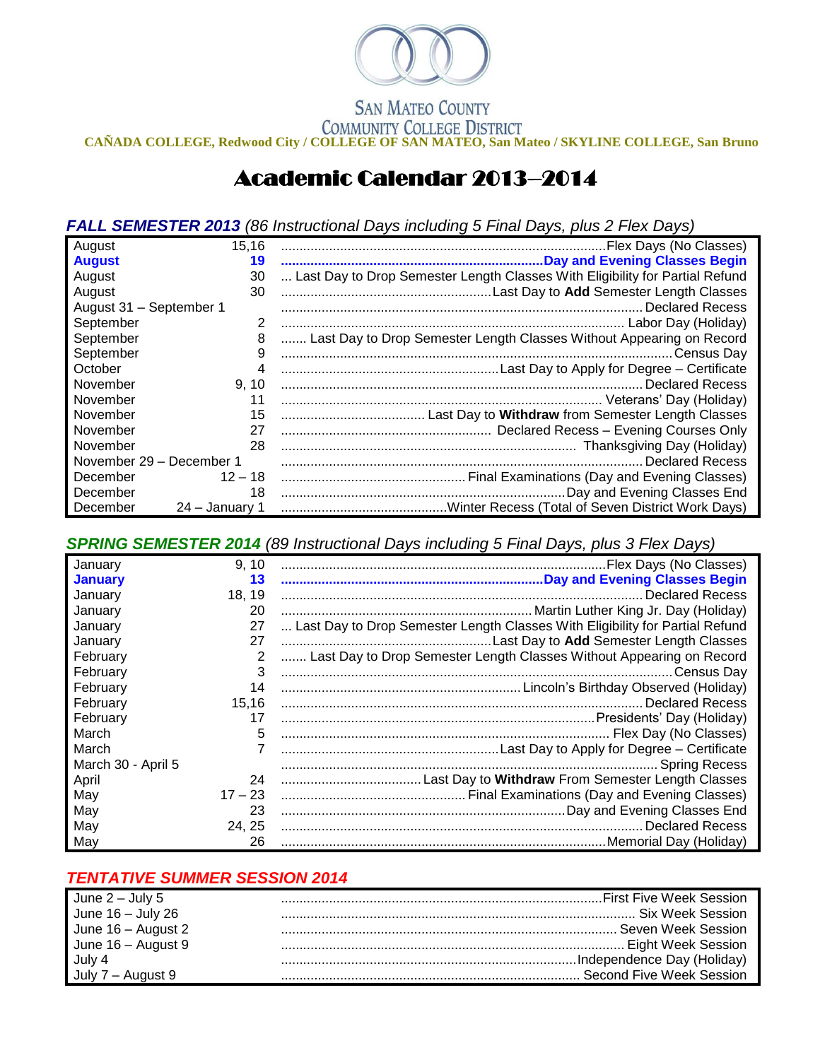SAN MATEO COUNTY
COMMUNITY COLLEGE DISTRICT

**CAÑADA COLLEGE, Redwood City / COLLEGE OF SAN MATEO, San Mateo / SKYLINE COLLEGE, San Bruno**

# Academic Calendar 2013–2014

## ***FALL SEMESTER 2013*** *(86 Instructional Days including 5 Final Days, plus 2 Flex Days)*

| Month | Date | Event |
|---|---|---|
| August | 15,16 | Flex Days (No Classes) |
| **August** | **19** | **Day and Evening Classes Begin** |
| August | 30 | Last Day to Drop Semester Length Classes With Eligibility for Partial Refund |
| August | 30 | Last Day to **Add** Semester Length Classes |
| August 31 – September 1 | | Declared Recess |
| September | 2 | Labor Day (Holiday) |
| September | 8 | Last Day to Drop Semester Length Classes Without Appearing on Record |
| September | 9 | Census Day |
| October | 4 | Last Day to Apply for Degree – Certificate |
| November | 9, 10 | Declared Recess |
| November | 11 | Veterans' Day (Holiday) |
| November | 15 | Last Day to **Withdraw** from Semester Length Classes |
| November | 27 | Declared Recess – Evening Courses Only |
| November | 28 | Thanksgiving Day (Holiday) |
| November 29 – December 1 | | Declared Recess |
| December | 12 – 18 | Final Examinations (Day and Evening Classes) |
| December | 18 | Day and Evening Classes End |
| December | 24 – January 1 | Winter Recess (Total of Seven District Work Days) |

## ***SPRING SEMESTER 2014*** *(89 Instructional Days including 5 Final Days, plus 3 Flex Days)*

| Month | Date | Event |
|---|---|---|
| January | 9, 10 | Flex Days (No Classes) |
| **January** | **13** | **Day and Evening Classes Begin** |
| January | 18, 19 | Declared Recess |
| January | 20 | Martin Luther King Jr. Day (Holiday) |
| January | 27 | Last Day to Drop Semester Length Classes With Eligibility for Partial Refund |
| January | 27 | Last Day to **Add** Semester Length Classes |
| February | 2 | Last Day to Drop Semester Length Classes Without Appearing on Record |
| February | 3 | Census Day |
| February | 14 | Lincoln's Birthday Observed (Holiday) |
| February | 15,16 | Declared Recess |
| February | 17 | Presidents' Day (Holiday) |
| March | 5 | Flex Day (No Classes) |
| March | 7 | Last Day to Apply for Degree – Certificate |
| March 30 - April 5 | | Spring Recess |
| April | 24 | Last Day to **Withdraw** From Semester Length Classes |
| May | 17 – 23 | Final Examinations (Day and Evening Classes) |
| May | 23 | Day and Evening Classes End |
| May | 24, 25 | Declared Recess |
| May | 26 | Memorial Day (Holiday) |

## ***TENTATIVE SUMMER SESSION 2014***

| Dates | Session |
|---|---|
| June 2 – July 5 | First Five Week Session |
| June 16 – July 26 | Six Week Session |
| June 16 – August 2 | Seven Week Session |
| June 16 – August 9 | Eight Week Session |
| July 4 | Independence Day (Holiday) |
| July 7 – August 9 | Second Five Week Session |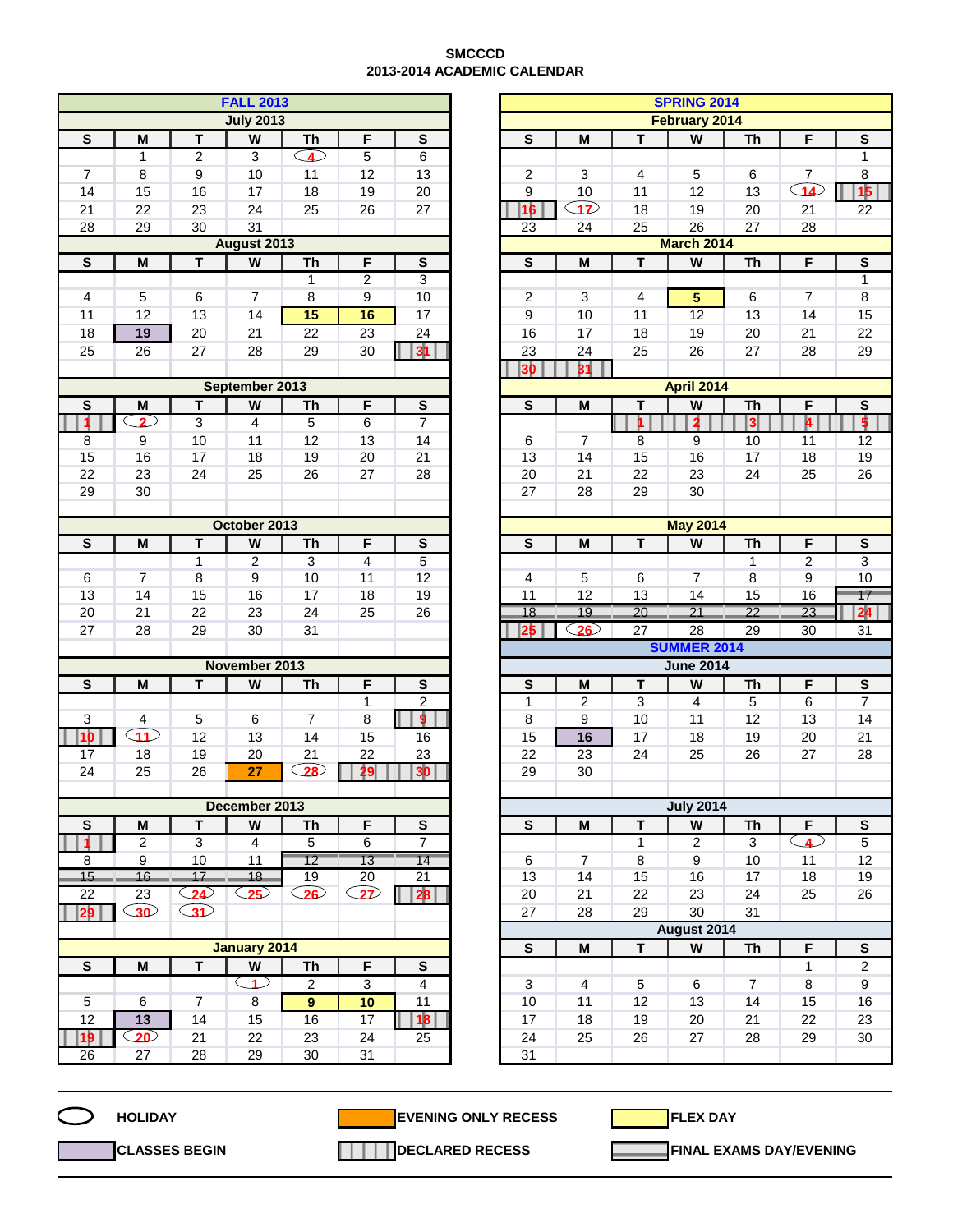**SMCCCD**
**2013-2014 ACADEMIC CALENDAR**

## FALL 2013

**July 2013**

| S | M | T | W | Th | F | S |
|---|---|---|---|---|---|---|
| | 1 | 2 | 3 | 4 | 5 | 6 |
| 7 | 8 | 9 | 10 | 11 | 12 | 13 |
| 14 | 15 | 16 | 17 | 18 | 19 | 20 |
| 21 | 22 | 23 | 24 | 25 | 26 | 27 |
| 28 | 29 | 30 | 31 | | | |

**August 2013**

| S | M | T | W | Th | F | S |
|---|---|---|---|---|---|---|
| | | | | 1 | 2 | 3 |
| 4 | 5 | 6 | 7 | 8 | 9 | 10 |
| 11 | 12 | 13 | 14 | 15 | 16 | 17 |
| 18 | 19 | 20 | 21 | 22 | 23 | 24 |
| 25 | 26 | 27 | 28 | 29 | 30 | 31 |

**September 2013**

| S | M | T | W | Th | F | S |
|---|---|---|---|---|---|---|
| 1 | 2 | 3 | 4 | 5 | 6 | 7 |
| 8 | 9 | 10 | 11 | 12 | 13 | 14 |
| 15 | 16 | 17 | 18 | 19 | 20 | 21 |
| 22 | 23 | 24 | 25 | 26 | 27 | 28 |
| 29 | 30 | | | | | |

**October 2013**

| S | M | T | W | Th | F | S |
|---|---|---|---|---|---|---|
| | | 1 | 2 | 3 | 4 | 5 |
| 6 | 7 | 8 | 9 | 10 | 11 | 12 |
| 13 | 14 | 15 | 16 | 17 | 18 | 19 |
| 20 | 21 | 22 | 23 | 24 | 25 | 26 |
| 27 | 28 | 29 | 30 | 31 | | |

**November 2013**

| S | M | T | W | Th | F | S |
|---|---|---|---|---|---|---|
| | | | | | 1 | 2 |
| 3 | 4 | 5 | 6 | 7 | 8 | 9 |
| 10 | 11 | 12 | 13 | 14 | 15 | 16 |
| 17 | 18 | 19 | 20 | 21 | 22 | 23 |
| 24 | 25 | 26 | 27 | 28 | 29 | 30 |

**December 2013**

| S | M | T | W | Th | F | S |
|---|---|---|---|---|---|---|
| 1 | 2 | 3 | 4 | 5 | 6 | 7 |
| 8 | 9 | 10 | 11 | 12 | 13 | 14 |
| 15 | 16 | 17 | 18 | 19 | 20 | 21 |
| 22 | 23 | 24 | 25 | 26 | 27 | 28 |
| 29 | 30 | 31 | | | | |

**January 2014**

| S | M | T | W | Th | F | S |
|---|---|---|---|---|---|---|
| | | | 1 | 2 | 3 | 4 |
| 5 | 6 | 7 | 8 | 9 | 10 | 11 |
| 12 | 13 | 14 | 15 | 16 | 17 | 18 |
| 19 | 20 | 21 | 22 | 23 | 24 | 25 |
| 26 | 27 | 28 | 29 | 30 | 31 | |

## SPRING 2014

**February 2014**

| S | M | T | W | Th | F | S |
|---|---|---|---|---|---|---|
| | | | | | | 1 |
| 2 | 3 | 4 | 5 | 6 | 7 | 8 |
| 9 | 10 | 11 | 12 | 13 | 14 | 15 |
| 16 | 17 | 18 | 19 | 20 | 21 | 22 |
| 23 | 24 | 25 | 26 | 27 | 28 | |

**March 2014**

| S | M | T | W | Th | F | S |
|---|---|---|---|---|---|---|
| | | | | | | 1 |
| 2 | 3 | 4 | 5 | 6 | 7 | 8 |
| 9 | 10 | 11 | 12 | 13 | 14 | 15 |
| 16 | 17 | 18 | 19 | 20 | 21 | 22 |
| 23 | 24 | 25 | 26 | 27 | 28 | 29 |
| 30 | 31 | | | | | |

**April 2014**

| S | M | T | W | Th | F | S |
|---|---|---|---|---|---|---|
| | | 1 | 2 | 3 | 4 | 5 |
| 6 | 7 | 8 | 9 | 10 | 11 | 12 |
| 13 | 14 | 15 | 16 | 17 | 18 | 19 |
| 20 | 21 | 22 | 23 | 24 | 25 | 26 |
| 27 | 28 | 29 | 30 | | | |

**May 2014**

| S | M | T | W | Th | F | S |
|---|---|---|---|---|---|---|
| | | | | 1 | 2 | 3 |
| 4 | 5 | 6 | 7 | 8 | 9 | 10 |
| 11 | 12 | 13 | 14 | 15 | 16 | 17 |
| 18 | 19 | 20 | 21 | 22 | 23 | 24 |
| 25 | 26 | 27 | 28 | 29 | 30 | 31 |

## SUMMER 2014

**June 2014**

| S | M | T | W | Th | F | S |
|---|---|---|---|---|---|---|
| 1 | 2 | 3 | 4 | 5 | 6 | 7 |
| 8 | 9 | 10 | 11 | 12 | 13 | 14 |
| 15 | 16 | 17 | 18 | 19 | 20 | 21 |
| 22 | 23 | 24 | 25 | 26 | 27 | 28 |
| 29 | 30 | | | | | |

**July 2014**

| S | M | T | W | Th | F | S |
|---|---|---|---|---|---|---|
| | | 1 | 2 | 3 | 4 | 5 |
| 6 | 7 | 8 | 9 | 10 | 11 | 12 |
| 13 | 14 | 15 | 16 | 17 | 18 | 19 |
| 20 | 21 | 22 | 23 | 24 | 25 | 26 |
| 27 | 28 | 29 | 30 | 31 | | |

**August 2014**

| S | M | T | W | Th | F | S |
|---|---|---|---|---|---|---|
| | | | | | 1 | 2 |
| 3 | 4 | 5 | 6 | 7 | 8 | 9 |
| 10 | 11 | 12 | 13 | 14 | 15 | 16 |
| 17 | 18 | 19 | 20 | 21 | 22 | 23 |
| 24 | 25 | 26 | 27 | 28 | 29 | 30 |
| 31 | | | | | | |

**HOLIDAY** | **EVENING ONLY RECESS** | **FLEX DAY**

**CLASSES BEGIN** | **DECLARED RECESS** | **FINAL EXAMS DAY/EVENING**